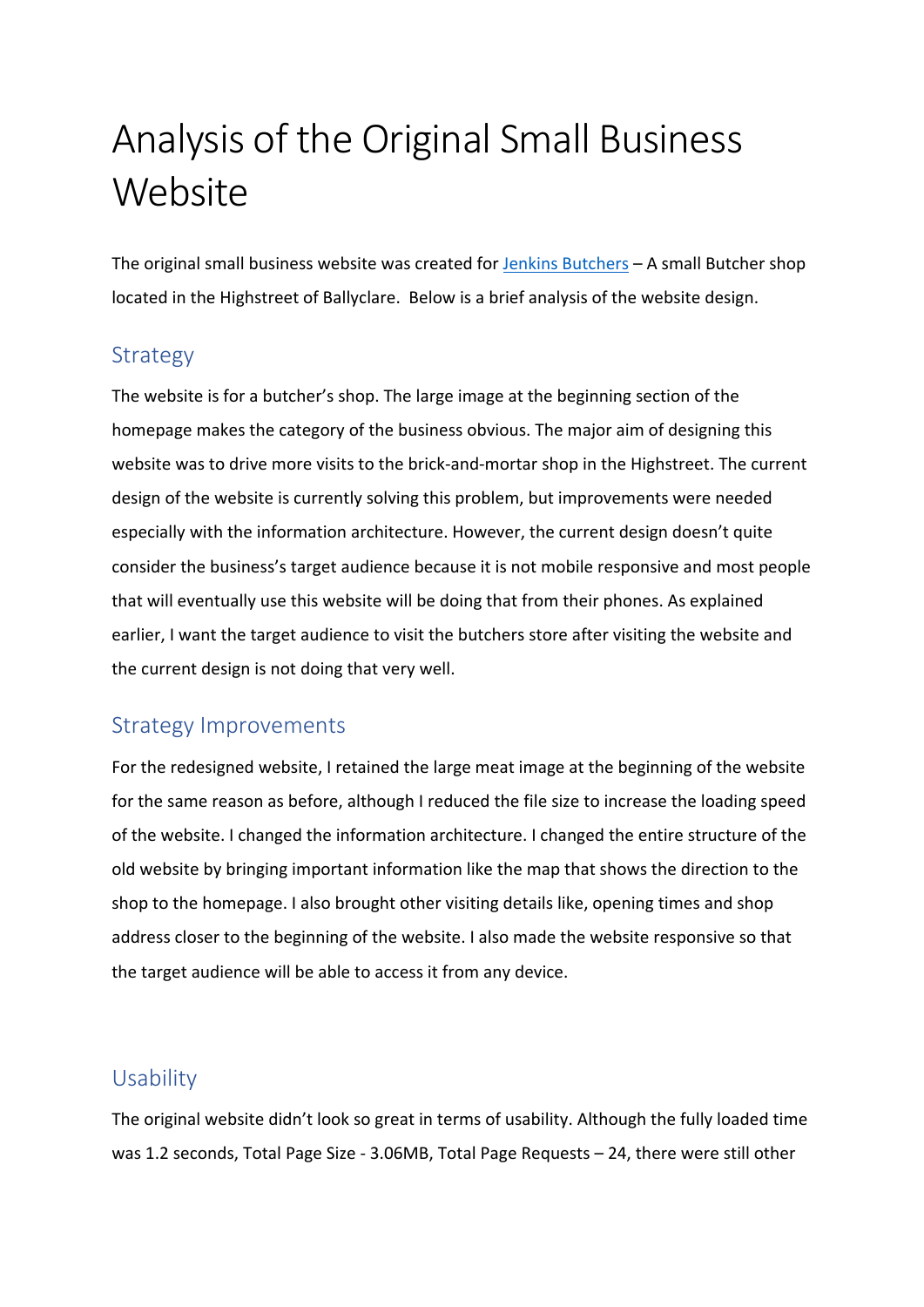# Analysis of the Original Small Business Website

The original small business website was created for [Jenkins Butchers]() – A small Butcher shop located in the Highstreet of Ballyclare. Below is a brief analysis of the website design.

## Strategy

The website is for a butcher's shop. The large image at the beginning section of the homepage makes the category of the business obvious. The major aim of designing this website was to drive more visits to the brick-and-mortar shop in the Highstreet. The current design of the website is currently solving this problem, but improvements were needed especially with the information architecture. However, the current design doesn't quite consider the business's target audience because it is not mobile responsive and most people that will eventually use this website will be doing that from their phones. As explained earlier, I want the target audience to visit the butchers store after visiting the website and the current design is not doing that very well.

## Strategy Improvements

For the redesigned website, I retained the large meat image at the beginning of the website for the same reason as before, although I reduced the file size to increase the loading speed of the website. I changed the information architecture. I changed the entire structure of the old website by bringing important information like the map that shows the direction to the shop to the homepage. I also brought other visiting details like, opening times and shop address closer to the beginning of the website. I also made the website responsive so that the target audience will be able to access it from any device.

## Usability

The original website didn't look so great in terms of usability. Although the fully loaded time was 1.2 seconds, Total Page Size - 3.06MB, Total Page Requests – 24, there were still other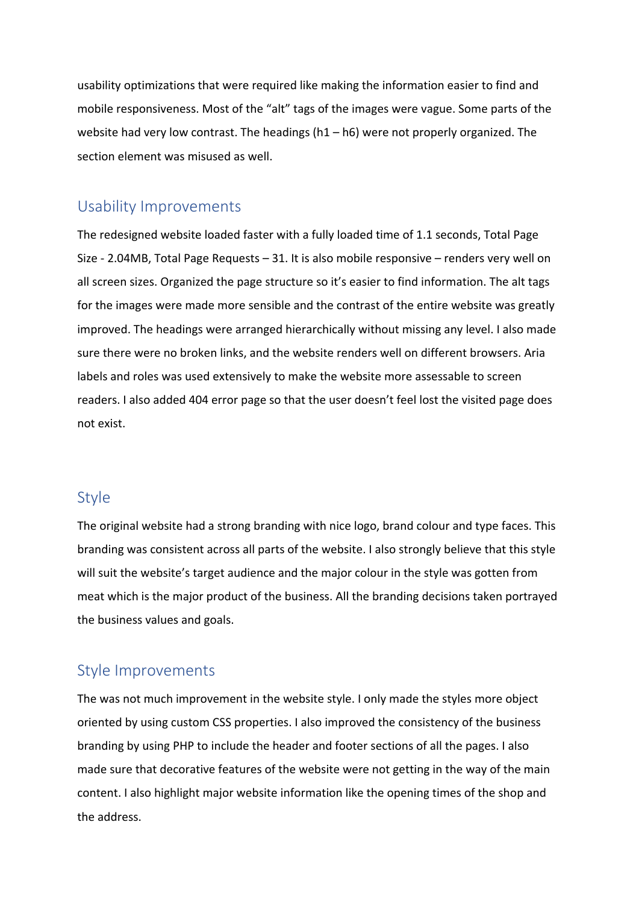usability optimizations that were required like making the information easier to find and mobile responsiveness. Most of the "alt" tags of the images were vague. Some parts of the website had very low contrast. The headings (h1 – h6) were not properly organized. The section element was misused as well.

## Usability Improvements

The redesigned website loaded faster with a fully loaded time of 1.1 seconds, Total Page Size - 2.04MB, Total Page Requests – 31. It is also mobile responsive – renders very well on all screen sizes. Organized the page structure so it's easier to find information. The alt tags for the images were made more sensible and the contrast of the entire website was greatly improved. The headings were arranged hierarchically without missing any level. I also made sure there were no broken links, and the website renders well on different browsers. Aria labels and roles was used extensively to make the website more assessable to screen readers. I also added 404 error page so that the user doesn't feel lost the visited page does not exist.

## Style

The original website had a strong branding with nice logo, brand colour and type faces. This branding was consistent across all parts of the website. I also strongly believe that this style will suit the website's target audience and the major colour in the style was gotten from meat which is the major product of the business. All the branding decisions taken portrayed the business values and goals.

## Style Improvements

The was not much improvement in the website style. I only made the styles more object oriented by using custom CSS properties. I also improved the consistency of the business branding by using PHP to include the header and footer sections of all the pages. I also made sure that decorative features of the website were not getting in the way of the main content. I also highlight major website information like the opening times of the shop and the address.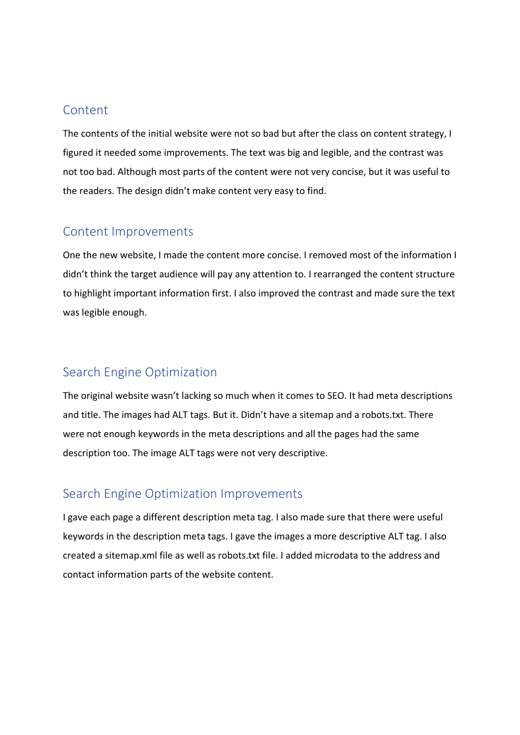## Content

The contents of the initial website were not so bad but after the class on content strategy, I figured it needed some improvements. The text was big and legible, and the contrast was not too bad. Although most parts of the content were not very concise, but it was useful to the readers. The design didn't make content very easy to find.

## Content Improvements

One the new website, I made the content more concise. I removed most of the information I didn't think the target audience will pay any attention to. I rearranged the content structure to highlight important information first. I also improved the contrast and made sure the text was legible enough.

## Search Engine Optimization

The original website wasn't lacking so much when it comes to SEO. It had meta descriptions and title. The images had ALT tags. But it. Didn't have a sitemap and a robots.txt. There were not enough keywords in the meta descriptions and all the pages had the same description too. The image ALT tags were not very descriptive.

## Search Engine Optimization Improvements

I gave each page a different description meta tag. I also made sure that there were useful keywords in the description meta tags. I gave the images a more descriptive ALT tag. I also created a sitemap.xml file as well as robots.txt file. I added microdata to the address and contact information parts of the website content.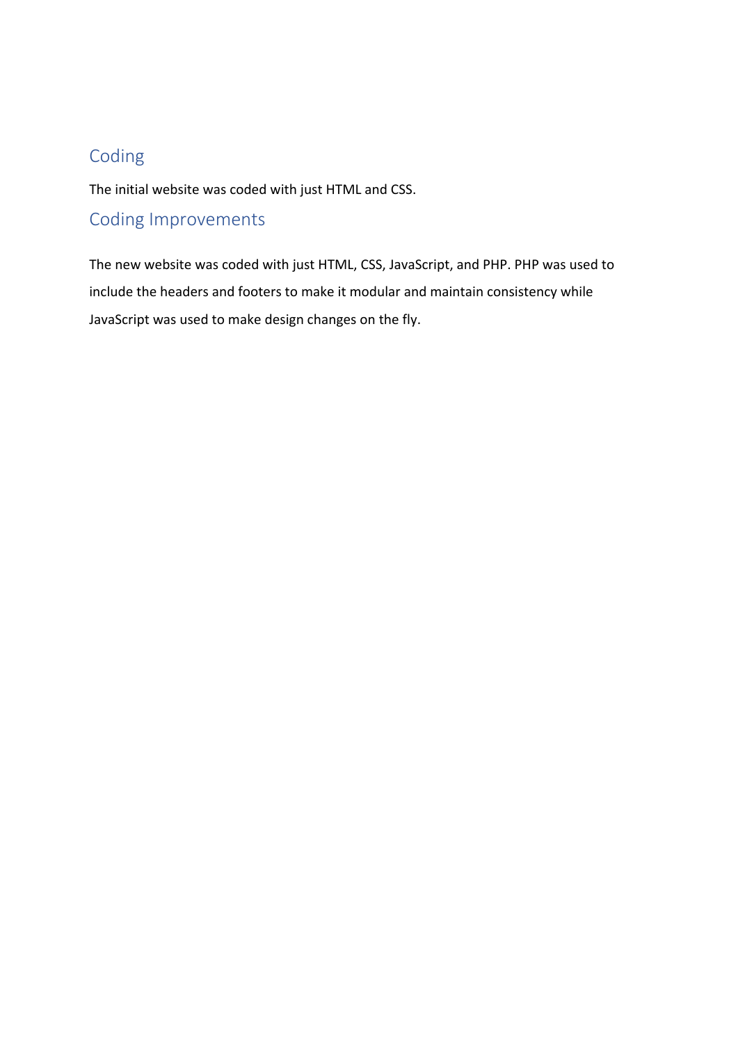## Coding

The initial website was coded with just HTML and CSS.

## Coding Improvements

The new website was coded with just HTML, CSS, JavaScript, and PHP. PHP was used to include the headers and footers to make it modular and maintain consistency while JavaScript was used to make design changes on the fly.